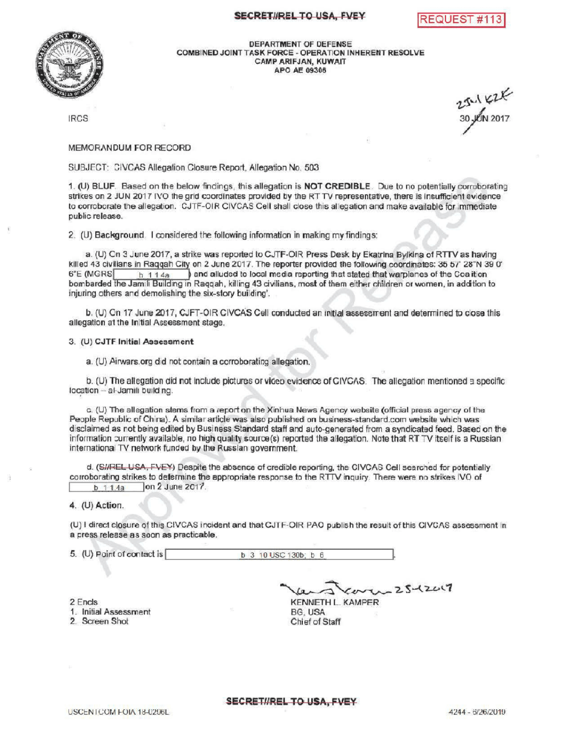SECRET//REL TO USA, FVEY

REQUEST #113

DEPARTMENT OF DEFENSE
COMBINED JOINT TASK FORCE - OPERATION INHERENT RESOLVE
CAMP ARIFJAN, KUWAIT
APO AE 09306

IRCS

25 JUN KLK
30 JUN 2017

MEMORANDUM FOR RECORD

SUBJECT: CIVCAS Allegation Closure Report, Allegation No. 503

1. (U) BLUF. Based on the below findings, this allegation is **NOT CREDIBLE**. Due to no potentially corroborating strikes on 2 JUN 2017 IVO the grid coordinates provided by the RT TV representative, there is insufficient evidence to corroborate the allegation. CJTF-OIR CIVCAS Cell shall close this allegation and make available for immediate public release.

2. (U) Background. I considered the following information in making my findings:

   a. (U) On 3 June 2017, a strike was reported to CJTF-OIR Press Desk by Ekatrina Bylkina of RTTV as having killed 43 civilians in Raqqah City on 2 June 2017. The reporter provided the following coordinates: 35 57' 28"N 39 0' 6"E (MGRS [b 1.4a]) and alluded to local media reporting that stated that warplanes of the Coalition bombarded the Jamili Building in Raqqah, killing 43 civilians, most of them either children or women, in addition to injuring others and demolishing the six-story building'.

   b. (U) On 17 June 2017, CJFT-OIR CIVCAS Cell conducted an initial assessment and determined to close this allegation at the Initial Assessment stage.

3. (U) CJTF Initial Assessment

   a. (U) Airwars.org did not contain a corroborating allegation.

   b. (U) The allegation did not include pictures or video evidence of CIVCAS. The allegation mentioned a specific location – al-Jamili building.

   c. (U) The allegation stems from a report on the Xinhua News Agency website (official press agency of the People Republic of China). A similar article was also published on business-standard.com website which was disclaimed as not being edited by Business Standard staff and auto-generated from a syndicated feed. Based on the information currently available, no high quality source(s) reported the allegation. Note that RT TV itself is a Russian international TV network funded by the Russian government.

   d. (~~S//REL USA, FVEY~~) Despite the absence of credible reporting, the CIVCAS Cell searched for potentially corroborating strikes to determine the appropriate response to the RTTV inquiry. There were no strikes IVO of [b 1.4a] on 2 June 2017.

4. (U) Action.

(U) I direct closure of this CIVCAS incident and that CJTF-OIR PAO publish the result of this CIVCAS assessment in a press release as soon as practicable.

5. (U) Point of contact is [b 3 10 USC 130b; b 6].

2 Encls
1. Initial Assessment
2. Screen Shot

25-6-2017

KENNETH L. KAMPER
BG, USA
Chief of Staff

SECRET//REL TO USA, FVEY

USCENTCOM FOIA 18-0296L

4244 - 6/26/2019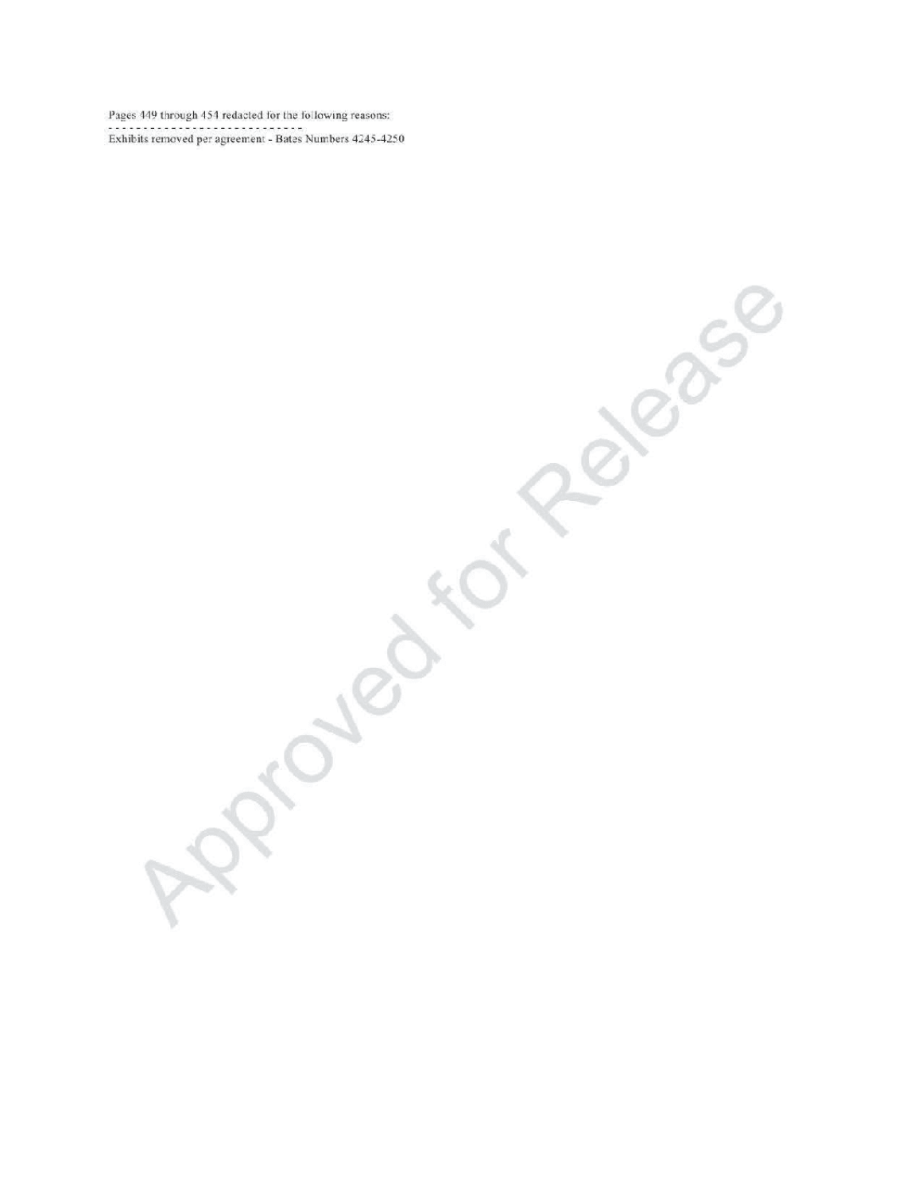Pages 449 through 454 redacted for the following reasons:

- - - - - - - - - - - - - - - - - - - - - - - - - - -

Exhibits removed per agreement - Bates Numbers 4245-4250